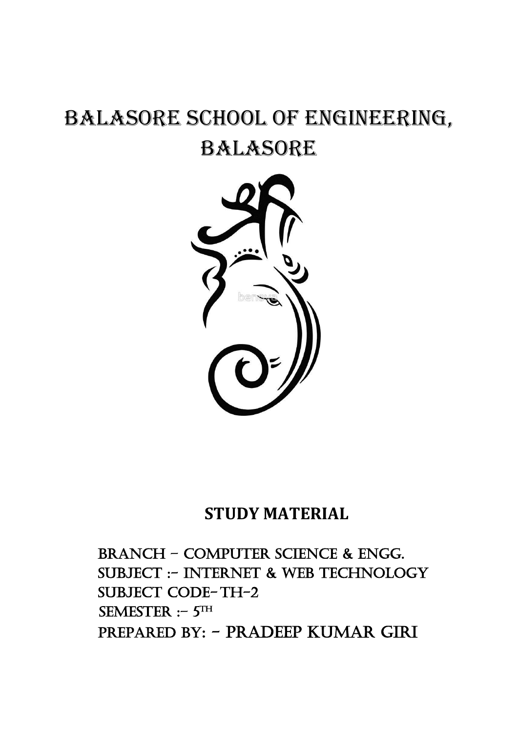# BALASORE SCHOOL OF ENGINEERING, BALASORE

## STUDY MATERIAL

BRANCH – COMPUTER SCIENCE & ENGG.

SUBJECT :- INTERNET & WEB TECHNOLOGY

SUBJECT CODE- TH-2

SEMESTER :- 5TH

PREPARED BY: - PRADEEP KUMAR GIRI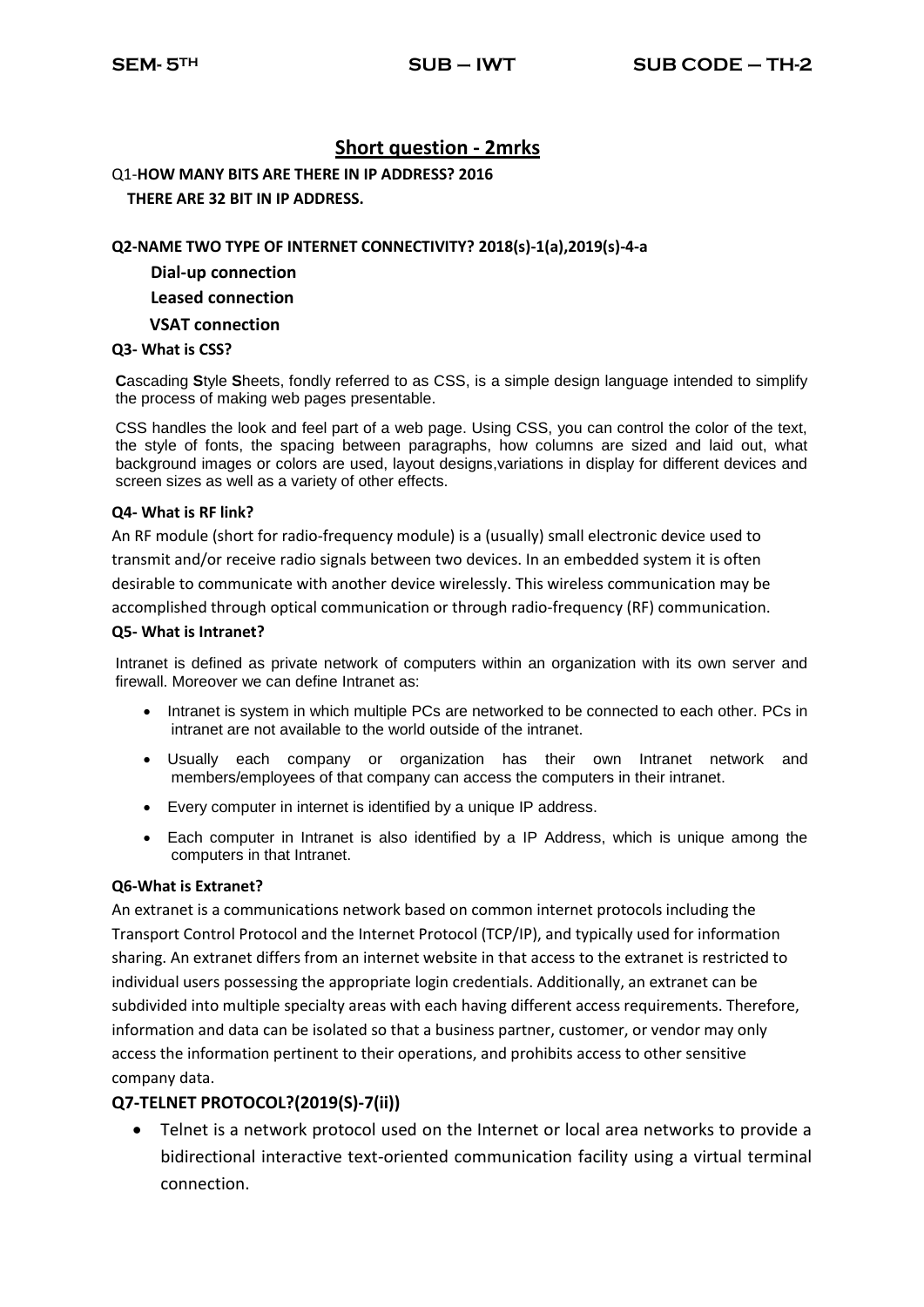## Short question - 2mrks

Q1-**HOW MANY BITS ARE THERE IN IP ADDRESS? 2016**

**THERE ARE 32 BIT IN IP ADDRESS.**

**Q2-NAME TWO TYPE OF INTERNET CONNECTIVITY? 2018(s)-1(a),2019(s)-4-a**

**Dial-up connection**

**Leased connection**

**VSAT connection**

**Q3- What is CSS?**

**C**ascading **S**tyle **S**heets, fondly referred to as CSS, is a simple design language intended to simplify the process of making web pages presentable.

CSS handles the look and feel part of a web page. Using CSS, you can control the color of the text, the style of fonts, the spacing between paragraphs, how columns are sized and laid out, what background images or colors are used, layout designs,variations in display for different devices and screen sizes as well as a variety of other effects.

**Q4- What is RF link?**

An RF module (short for radio-frequency module) is a (usually) small electronic device used to transmit and/or receive radio signals between two devices. In an embedded system it is often desirable to communicate with another device wirelessly. This wireless communication may be accomplished through optical communication or through radio-frequency (RF) communication.

**Q5- What is Intranet?**

Intranet is defined as private network of computers within an organization with its own server and firewall. Moreover we can define Intranet as:

- Intranet is system in which multiple PCs are networked to be connected to each other. PCs in intranet are not available to the world outside of the intranet.
- Usually each company or organization has their own Intranet network and members/employees of that company can access the computers in their intranet.
- Every computer in internet is identified by a unique IP address.
- Each computer in Intranet is also identified by a IP Address, which is unique among the computers in that Intranet.

**Q6-What is Extranet?**

An extranet is a communications network based on common internet protocols including the Transport Control Protocol and the Internet Protocol (TCP/IP), and typically used for information sharing. An extranet differs from an internet website in that access to the extranet is restricted to individual users possessing the appropriate login credentials. Additionally, an extranet can be subdivided into multiple specialty areas with each having different access requirements. Therefore, information and data can be isolated so that a business partner, customer, or vendor may only access the information pertinent to their operations, and prohibits access to other sensitive company data.

**Q7-TELNET PROTOCOL?(2019(S)-7(ii))**

- Telnet is a network protocol used on the Internet or local area networks to provide a bidirectional interactive text-oriented communication facility using a virtual terminal connection.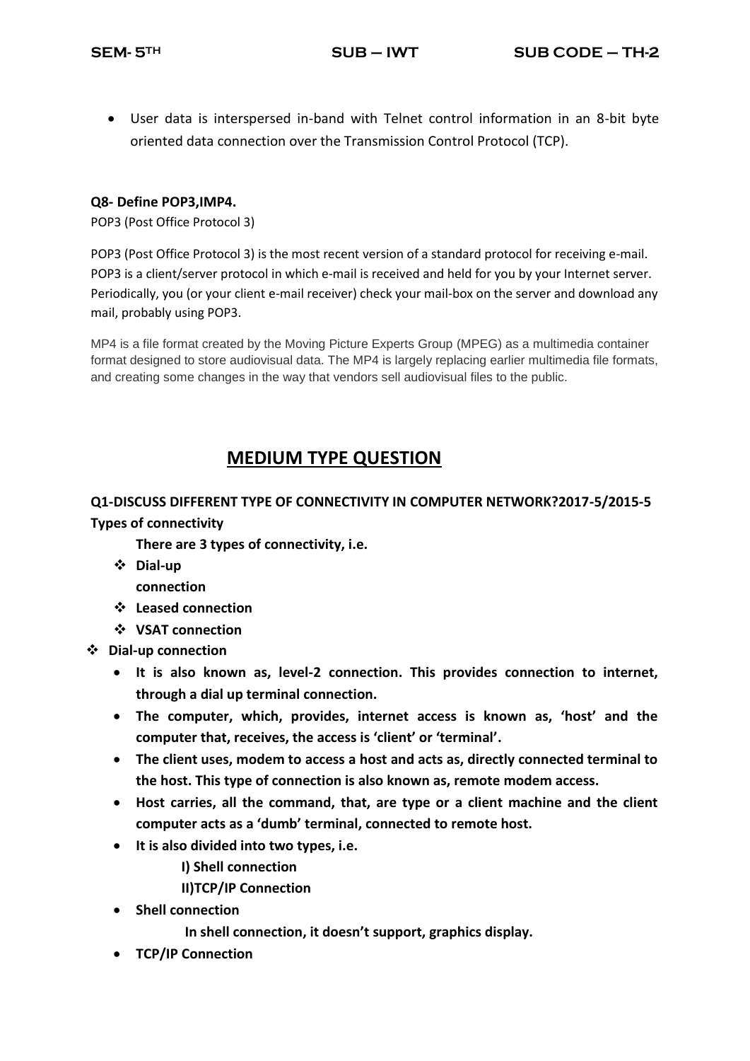- User data is interspersed in-band with Telnet control information in an 8-bit byte oriented data connection over the Transmission Control Protocol (TCP).

**Q8- Define POP3,IMP4.**

POP3 (Post Office Protocol 3)

POP3 (Post Office Protocol 3) is the most recent version of a standard protocol for receiving e-mail. POP3 is a client/server protocol in which e-mail is received and held for you by your Internet server. Periodically, you (or your client e-mail receiver) check your mail-box on the server and download any mail, probably using POP3.

MP4 is a file format created by the Moving Picture Experts Group (MPEG) as a multimedia container format designed to store audiovisual data. The MP4 is largely replacing earlier multimedia file formats, and creating some changes in the way that vendors sell audiovisual files to the public.

## MEDIUM TYPE QUESTION

**Q1-DISCUSS DIFFERENT TYPE OF CONNECTIVITY IN COMPUTER NETWORK?2017-5/2015-5**

**Types of connectivity**

**There are 3 types of connectivity, i.e.**

- **Dial-up connection**
- **Leased connection**
- **VSAT connection**

- **Dial-up connection**
  - **It is also known as, level-2 connection. This provides connection to internet, through a dial up terminal connection.**
  - **The computer, which, provides, internet access is known as, 'host' and the computer that, receives, the access is 'client' or 'terminal'.**
  - **The client uses, modem to access a host and acts as, directly connected terminal to the host. This type of connection is also known as, remote modem access.**
  - **Host carries, all the command, that, are type or a client machine and the client computer acts as a 'dumb' terminal, connected to remote host.**
  - **It is also divided into two types, i.e.**

    **I) Shell connection**

    **II)TCP/IP Connection**
  - **Shell connection**

    **In shell connection, it doesn't support, graphics display.**
  - **TCP/IP Connection**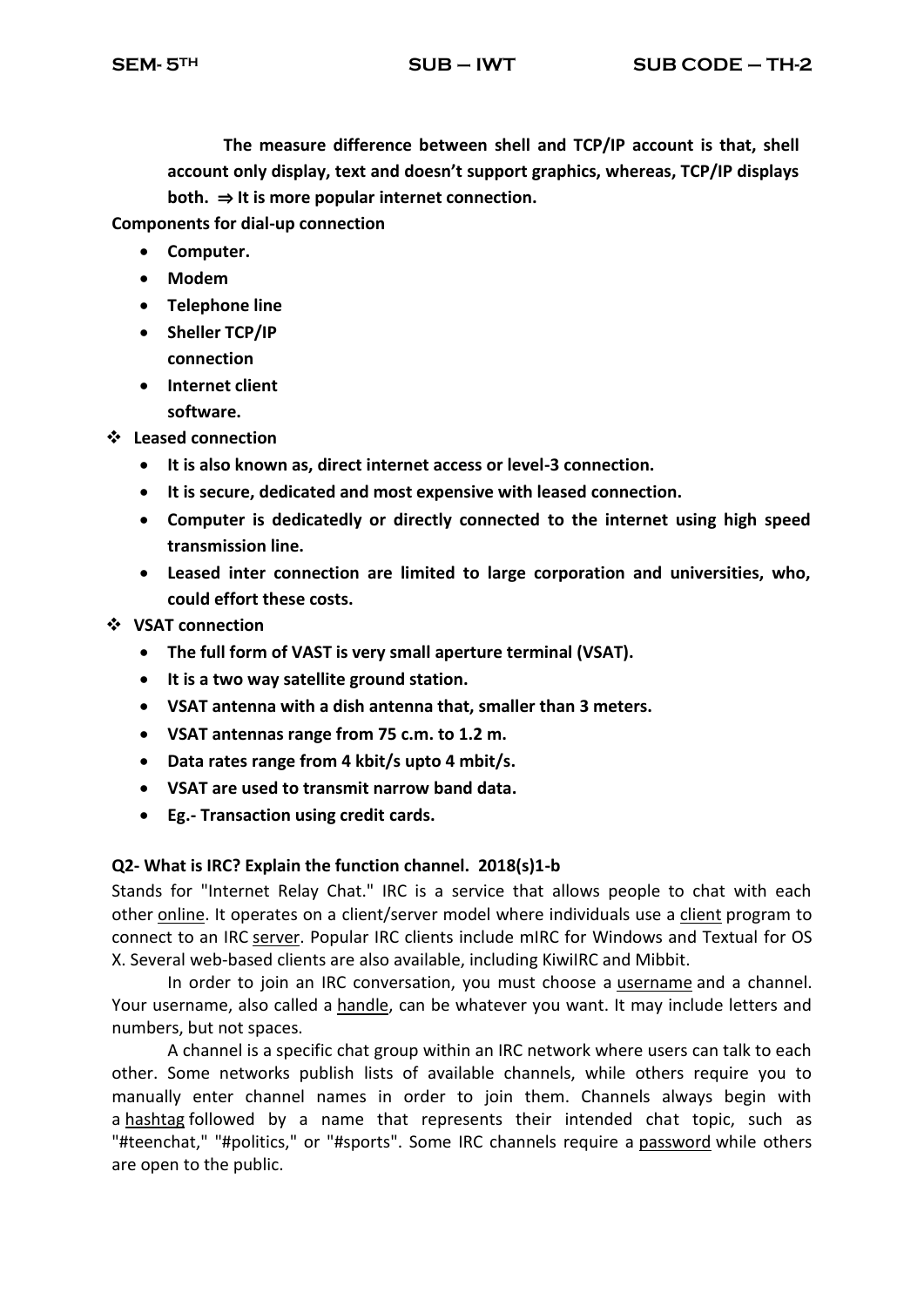**The measure difference between shell and TCP/IP account is that, shell account only display, text and doesn't support graphics, whereas, TCP/IP displays both. ⇒ It is more popular internet connection.**

**Components for dial-up connection**

- **Computer.**
- **Modem**
- **Telephone line**
- **Sheller TCP/IP connection**
- **Internet client software.**

❖ **Leased connection**

- **It is also known as, direct internet access or level-3 connection.**
- **It is secure, dedicated and most expensive with leased connection.**
- **Computer is dedicatedly or directly connected to the internet using high speed transmission line.**
- **Leased inter connection are limited to large corporation and universities, who, could effort these costs.**

❖ **VSAT connection**

- **The full form of VAST is very small aperture terminal (VSAT).**
- **It is a two way satellite ground station.**
- **VSAT antenna with a dish antenna that, smaller than 3 meters.**
- **VSAT antennas range from 75 c.m. to 1.2 m.**
- **Data rates range from 4 kbit/s upto 4 mbit/s.**
- **VSAT are used to transmit narrow band data.**
- **Eg.- Transaction using credit cards.**

**Q2- What is IRC? Explain the function channel. 2018(s)1-b**

Stands for "Internet Relay Chat." IRC is a service that allows people to chat with each other online. It operates on a client/server model where individuals use a client program to connect to an IRC server. Popular IRC clients include mIRC for Windows and Textual for OS X. Several web-based clients are also available, including KiwiIRC and Mibbit.

In order to join an IRC conversation, you must choose a username and a channel. Your username, also called a handle, can be whatever you want. It may include letters and numbers, but not spaces.

A channel is a specific chat group within an IRC network where users can talk to each other. Some networks publish lists of available channels, while others require you to manually enter channel names in order to join them. Channels always begin with a hashtag followed by a name that represents their intended chat topic, such as "#teenchat," "#politics," or "#sports". Some IRC channels require a password while others are open to the public.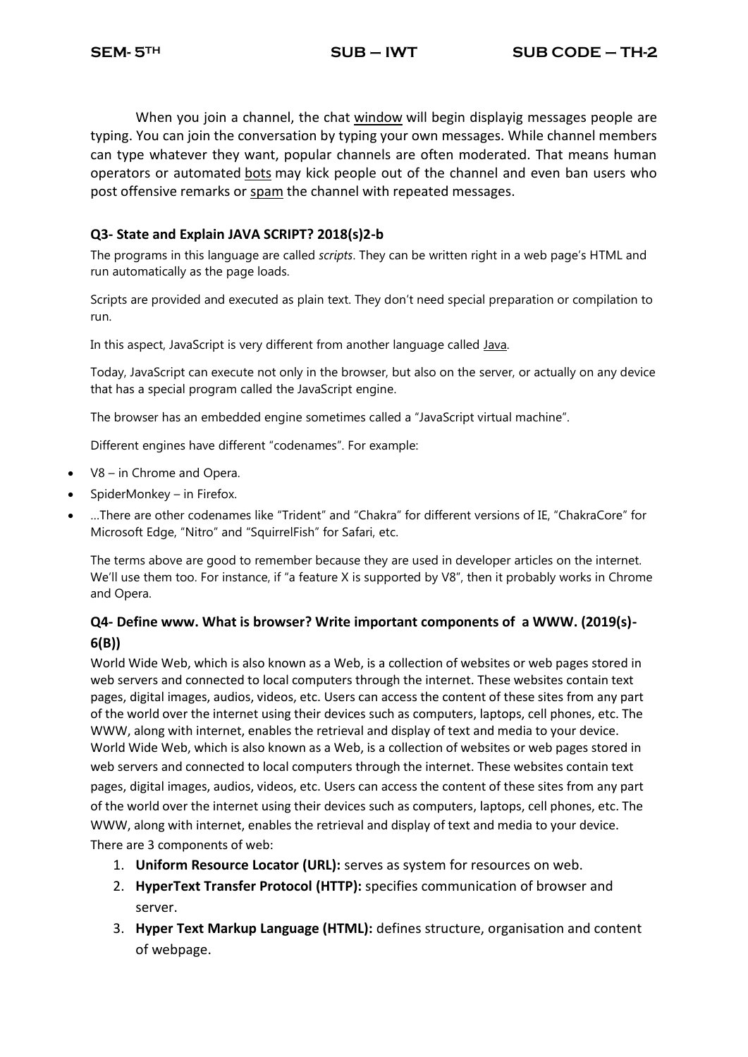When you join a channel, the chat window will begin displayig messages people are typing. You can join the conversation by typing your own messages. While channel members can type whatever they want, popular channels are often moderated. That means human operators or automated bots may kick people out of the channel and even ban users who post offensive remarks or spam the channel with repeated messages.

### Q3- State and Explain JAVA SCRIPT? 2018(s)2-b

The programs in this language are called *scripts*. They can be written right in a web page's HTML and run automatically as the page loads.

Scripts are provided and executed as plain text. They don't need special preparation or compilation to run.

In this aspect, JavaScript is very different from another language called Java.

Today, JavaScript can execute not only in the browser, but also on the server, or actually on any device that has a special program called the JavaScript engine.

The browser has an embedded engine sometimes called a "JavaScript virtual machine".

Different engines have different "codenames". For example:

- V8 – in Chrome and Opera.
- SpiderMonkey – in Firefox.
- …There are other codenames like "Trident" and "Chakra" for different versions of IE, "ChakraCore" for Microsoft Edge, "Nitro" and "SquirrelFish" for Safari, etc.

The terms above are good to remember because they are used in developer articles on the internet. We'll use them too. For instance, if "a feature X is supported by V8", then it probably works in Chrome and Opera.

### Q4- Define www. What is browser? Write important components of a WWW. (2019(s)-6(B))

World Wide Web, which is also known as a Web, is a collection of websites or web pages stored in web servers and connected to local computers through the internet. These websites contain text pages, digital images, audios, videos, etc. Users can access the content of these sites from any part of the world over the internet using their devices such as computers, laptops, cell phones, etc. The WWW, along with internet, enables the retrieval and display of text and media to your device. World Wide Web, which is also known as a Web, is a collection of websites or web pages stored in web servers and connected to local computers through the internet. These websites contain text pages, digital images, audios, videos, etc. Users can access the content of these sites from any part of the world over the internet using their devices such as computers, laptops, cell phones, etc. The WWW, along with internet, enables the retrieval and display of text and media to your device.

There are 3 components of web:

1. **Uniform Resource Locator (URL):** serves as system for resources on web.
2. **HyperText Transfer Protocol (HTTP):** specifies communication of browser and server.
3. **Hyper Text Markup Language (HTML):** defines structure, organisation and content of webpage.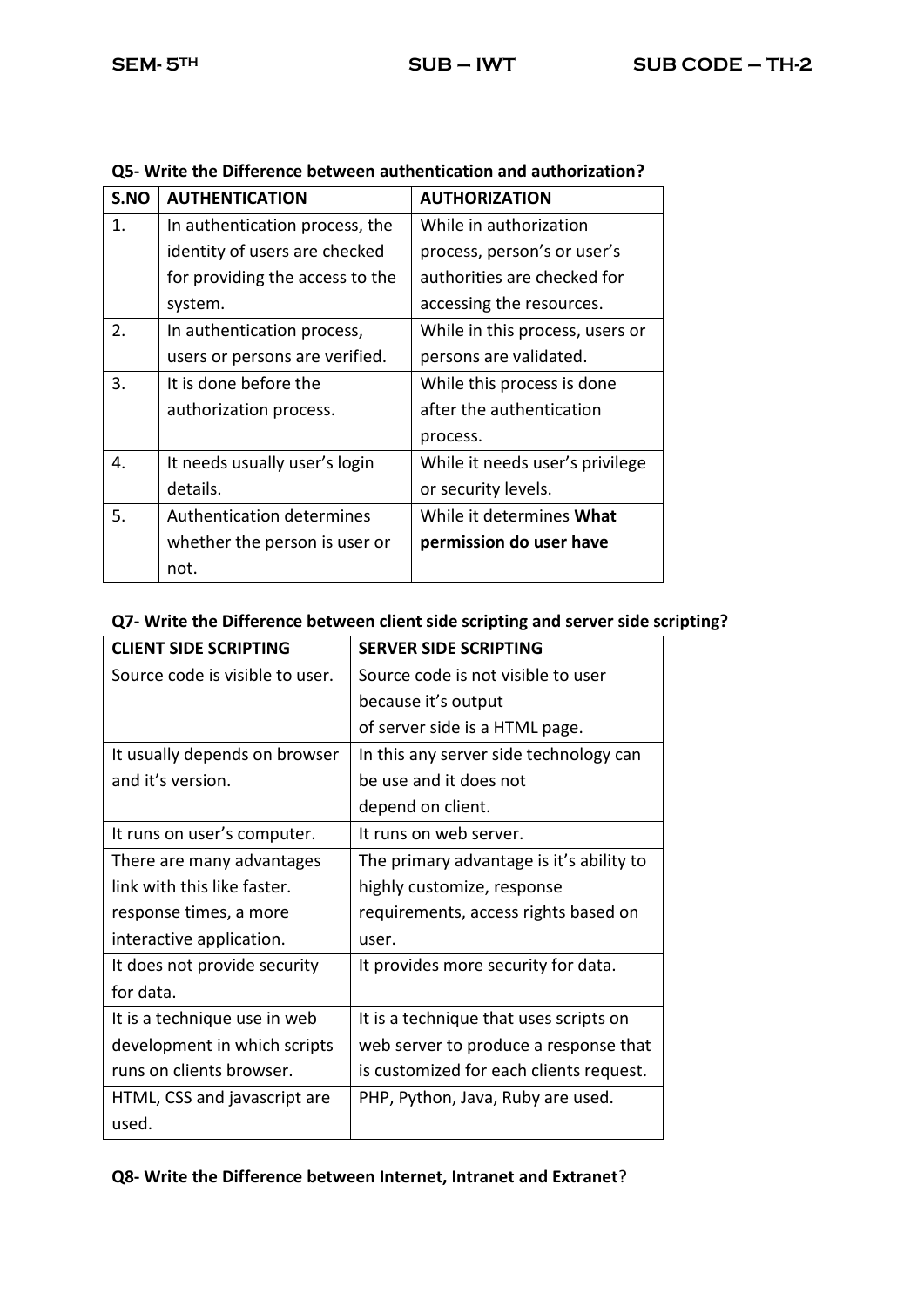**Q5- Write the Difference between authentication and authorization?**

| S.NO | AUTHENTICATION | AUTHORIZATION |
|---|---|---|
| 1. | In authentication process, the identity of users are checked for providing the access to the system. | While in authorization process, person's or user's authorities are checked for accessing the resources. |
| 2. | In authentication process, users or persons are verified. | While in this process, users or persons are validated. |
| 3. | It is done before the authorization process. | While this process is done after the authentication process. |
| 4. | It needs usually user's login details. | While it needs user's privilege or security levels. |
| 5. | Authentication determines whether the person is user or not. | While it determines **What permission do user have** |

**Q7- Write the Difference between client side scripting and server side scripting?**

| CLIENT SIDE SCRIPTING | SERVER SIDE SCRIPTING |
|---|---|
| Source code is visible to user. | Source code is not visible to user because it's output of server side is a HTML page. |
| It usually depends on browser and it's version. | In this any server side technology can be use and it does not depend on client. |
| It runs on user's computer. | It runs on web server. |
| There are many advantages link with this like faster. response times, a more interactive application. | The primary advantage is it's ability to highly customize, response requirements, access rights based on user. |
| It does not provide security for data. | It provides more security for data. |
| It is a technique use in web development in which scripts runs on clients browser. | It is a technique that uses scripts on web server to produce a response that is customized for each clients request. |
| HTML, CSS and javascript are used. | PHP, Python, Java, Ruby are used. |

**Q8- Write the Difference between Internet, Intranet and Extranet**?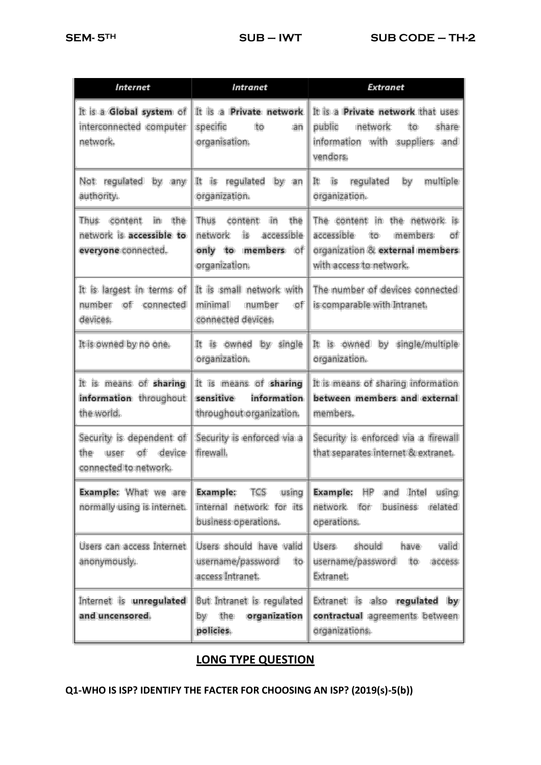| *Internet* | *Intranet* | *Extranet* |
| --- | --- | --- |
| It is a **Global system** of interconnected computer network. | It is a **Private network** specific to an organisation. | It is a **Private network** that uses public network to share information with suppliers and vendors. |
| Not regulated by any authority. | It is regulated by an organization. | It is regulated by multiple organization. |
| Thus content in the network is **accessible to everyone** connected. | Thus content in the network is accessible **only to members** of organization. | The content in the network is accessible to members of organization & **external members** with access to network. |
| It is largest in terms of number of connected devices. | It is small network with minimal number of connected devices. | The number of devices connected is comparable with Intranet. |
| It is owned by no one. | It is owned by single organization. | It is owned by single/multiple organization. |
| It is means of **sharing information** throughout the world. | It is means of **sharing sensitive information** throughout organization. | It is means of sharing information **between members and external members.** |
| Security is dependent of the user of device connected to network. | Security is enforced via a firewall. | Security is enforced via a firewall that separates internet & extranet. |
| **Example:** What we are normally using is internet. | **Example:** TCS using internal network for its business operations. | **Example:** HP and Intel using network for business related operations. |
| Users can access Internet anonymously. | Users should have valid username/password to access Intranet. | Users should have valid username/password to access Extranet. |
| Internet is **unregulated and uncensored.** | But Intranet is regulated by the **organization policies.** | Extranet is also **regulated by contractual** agreements between organizations. |

## LONG TYPE QUESTION

**Q1-WHO IS ISP? IDENTIFY THE FACTER FOR CHOOSING AN ISP? (2019(s)-5(b))**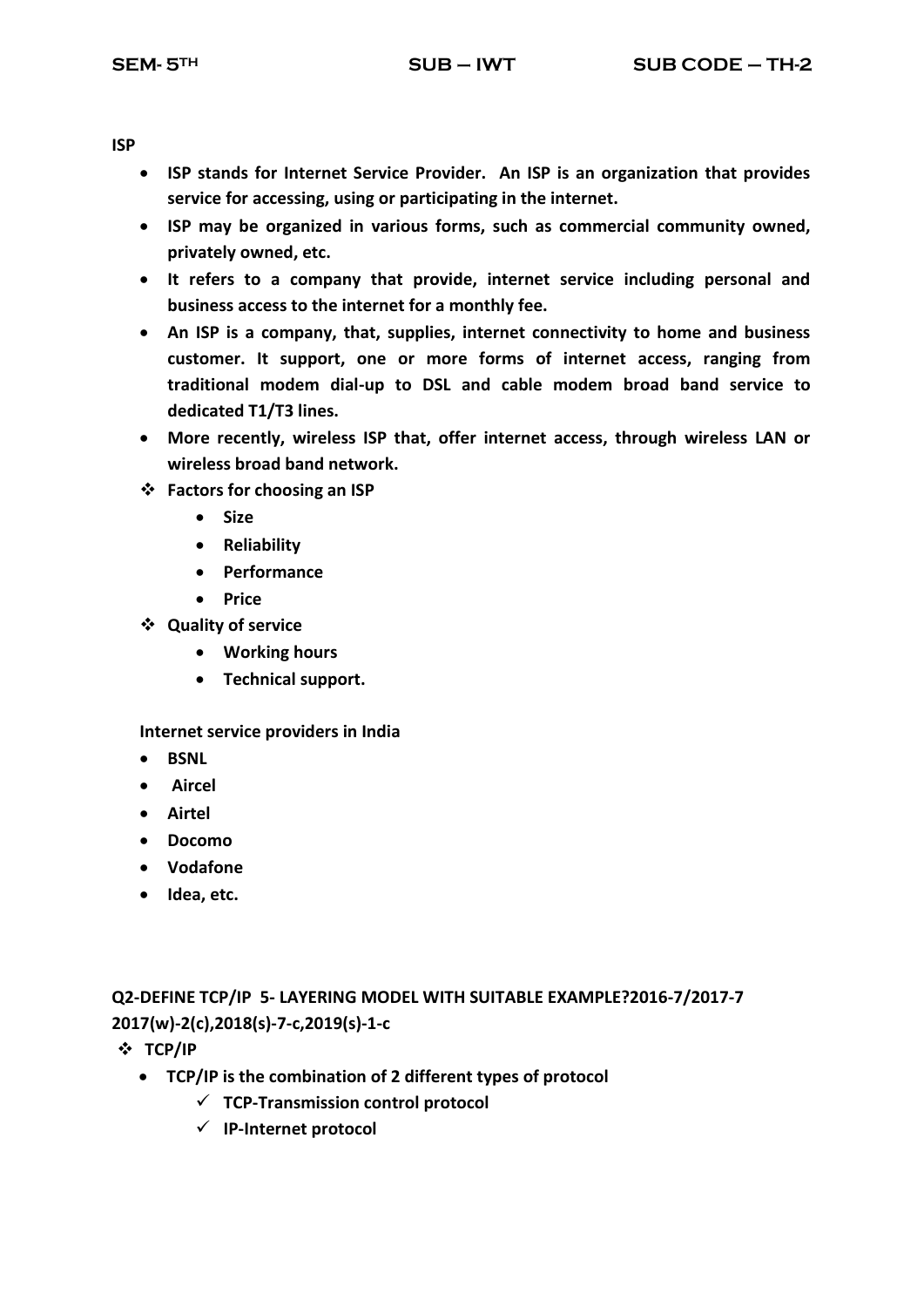**ISP**

- **ISP stands for Internet Service Provider. An ISP is an organization that provides service for accessing, using or participating in the internet.**
- **ISP may be organized in various forms, such as commercial community owned, privately owned, etc.**
- **It refers to a company that provide, internet service including personal and business access to the internet for a monthly fee.**
- **An ISP is a company, that, supplies, internet connectivity to home and business customer. It support, one or more forms of internet access, ranging from traditional modem dial-up to DSL and cable modem broad band service to dedicated T1/T3 lines.**
- **More recently, wireless ISP that, offer internet access, through wireless LAN or wireless broad band network.**

- ❖ **Factors for choosing an ISP**
  - **Size**
  - **Reliability**
  - **Performance**
  - **Price**
- ❖ **Quality of service**
  - **Working hours**
  - **Technical support.**

**Internet service providers in India**

- **BSNL**
- **Aircel**
- **Airtel**
- **Docomo**
- **Vodafone**
- **Idea, etc.**

**Q2-DEFINE TCP/IP 5- LAYERING MODEL WITH SUITABLE EXAMPLE?2016-7/2017-7 2017(w)-2(c),2018(s)-7-c,2019(s)-1-c**

- ❖ **TCP/IP**
  - **TCP/IP is the combination of 2 different types of protocol**
    - ✓ **TCP-Transmission control protocol**
    - ✓ **IP-Internet protocol**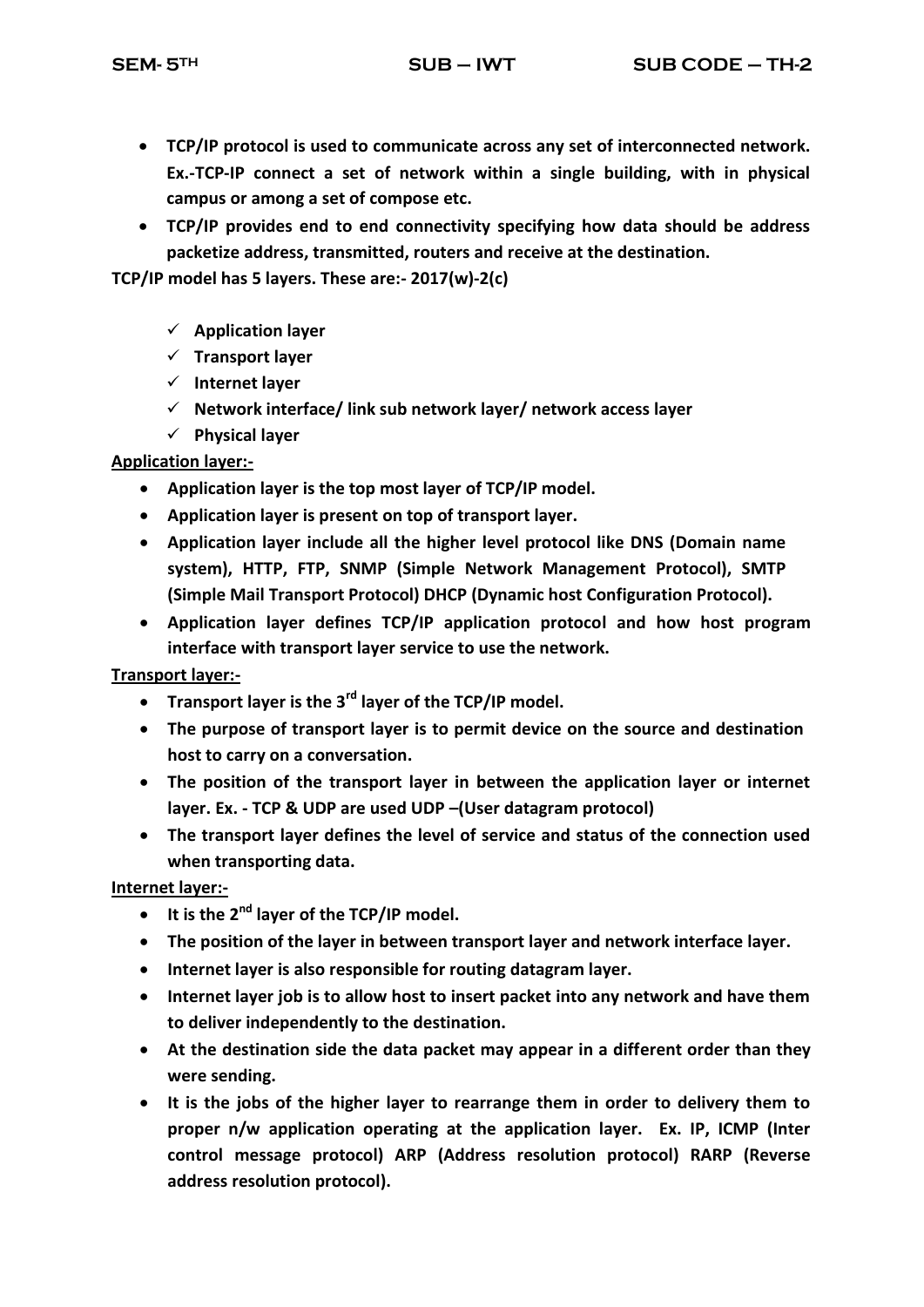- **TCP/IP protocol is used to communicate across any set of interconnected network. Ex.-TCP-IP connect a set of network within a single building, with in physical campus or among a set of compose etc.**
- **TCP/IP provides end to end connectivity specifying how data should be address packetize address, transmitted, routers and receive at the destination.**

**TCP/IP model has 5 layers. These are:- 2017(w)-2(c)**

- ✓ **Application layer**
- ✓ **Transport layer**
- ✓ **Internet layer**
- ✓ **Network interface/ link sub network layer/ network access layer**
- ✓ **Physical layer**

**Application layer:-**

- **Application layer is the top most layer of TCP/IP model.**
- **Application layer is present on top of transport layer.**
- **Application layer include all the higher level protocol like DNS (Domain name system), HTTP, FTP, SNMP (Simple Network Management Protocol), SMTP (Simple Mail Transport Protocol) DHCP (Dynamic host Configuration Protocol).**
- **Application layer defines TCP/IP application protocol and how host program interface with transport layer service to use the network.**

**Transport layer:-**

- **Transport layer is the 3rd layer of the TCP/IP model.**
- **The purpose of transport layer is to permit device on the source and destination host to carry on a conversation.**
- **The position of the transport layer in between the application layer or internet layer. Ex. - TCP & UDP are used UDP –(User datagram protocol)**
- **The transport layer defines the level of service and status of the connection used when transporting data.**

**Internet layer:-**

- **It is the 2nd layer of the TCP/IP model.**
- **The position of the layer in between transport layer and network interface layer.**
- **Internet layer is also responsible for routing datagram layer.**
- **Internet layer job is to allow host to insert packet into any network and have them to deliver independently to the destination.**
- **At the destination side the data packet may appear in a different order than they were sending.**
- **It is the jobs of the higher layer to rearrange them in order to delivery them to proper n/w application operating at the application layer. Ex. IP, ICMP (Inter control message protocol) ARP (Address resolution protocol) RARP (Reverse address resolution protocol).**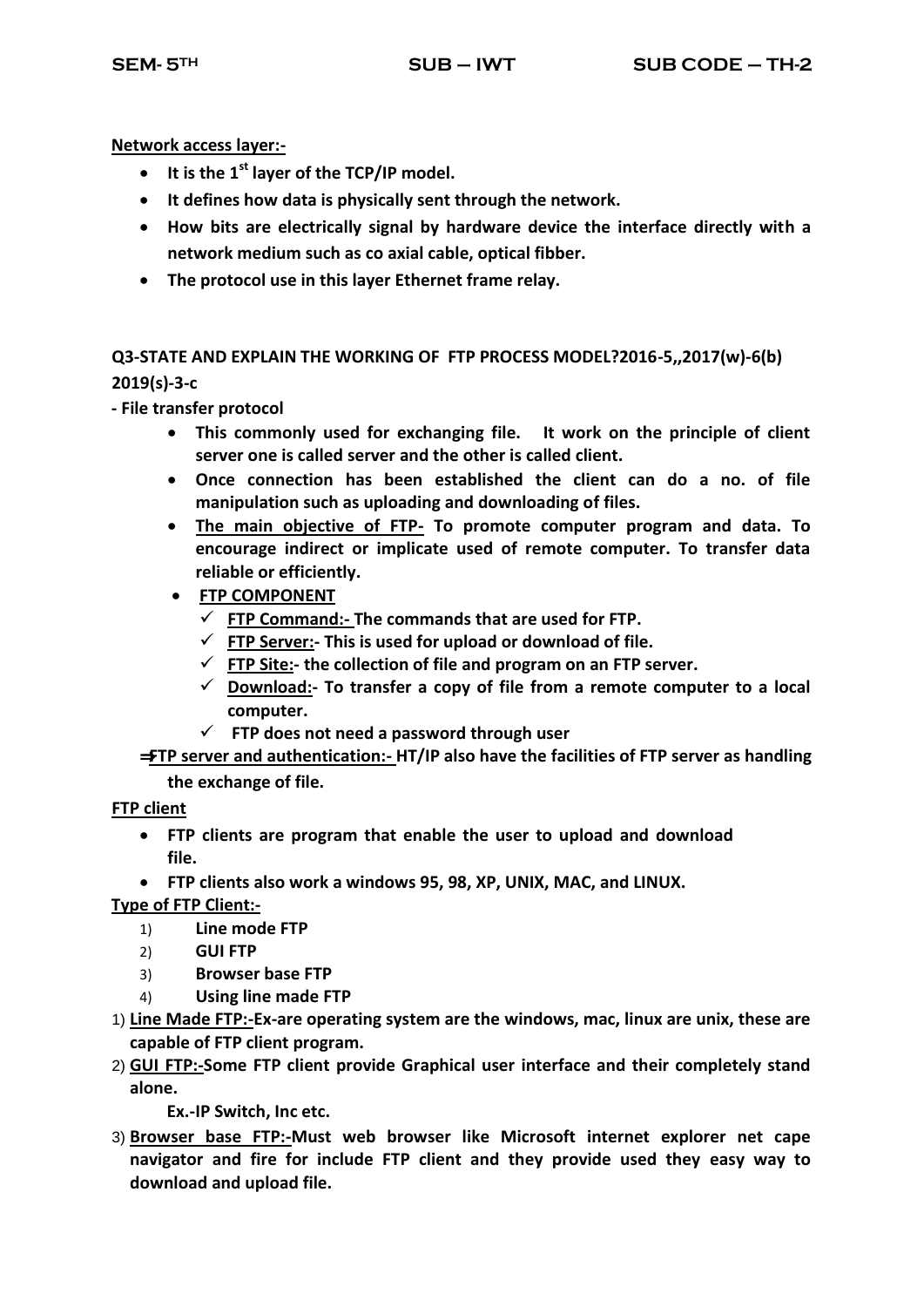**Network access layer:-**

- **It is the 1st layer of the TCP/IP model.**
- **It defines how data is physically sent through the network.**
- **How bits are electrically signal by hardware device the interface directly with a network medium such as co axial cable, optical fibber.**
- **The protocol use in this layer Ethernet frame relay.**

**Q3-STATE AND EXPLAIN THE WORKING OF FTP PROCESS MODEL?2016-5,,2017(w)-6(b) 2019(s)-3-c**

**- File transfer protocol**

- **This commonly used for exchanging file. It work on the principle of client server one is called server and the other is called client.**
- **Once connection has been established the client can do a no. of file manipulation such as uploading and downloading of files.**
- **The main objective of FTP- To promote computer program and data. To encourage indirect or implicate used of remote computer. To transfer data reliable or efficiently.**
- **FTP COMPONENT**
  - ✓ **FTP Command:- The commands that are used for FTP.**
  - ✓ **FTP Server:- This is used for upload or download of file.**
  - ✓ **FTP Site:- the collection of file and program on an FTP server.**
  - ✓ **Download:- To transfer a copy of file from a remote computer to a local computer.**
  - ✓ **FTP does not need a password through user**

⇒ **FTP server and authentication:- HT/IP also have the facilities of FTP server as handling the exchange of file.**

**FTP client**

- **FTP clients are program that enable the user to upload and download file.**
- **FTP clients also work a windows 95, 98, XP, UNIX, MAC, and LINUX.**

**Type of FTP Client:-**

1) **Line mode FTP**
2) **GUI FTP**
3) **Browser base FTP**
4) **Using line made FTP**

1) **Line Made FTP:-Ex-are operating system are the windows, mac, linux are unix, these are capable of FTP client program.**
2) **GUI FTP:-Some FTP client provide Graphical user interface and their completely stand alone.**

   **Ex.-IP Switch, Inc etc.**
3) **Browser base FTP:-Must web browser like Microsoft internet explorer net cape navigator and fire for include FTP client and they provide used they easy way to download and upload file.**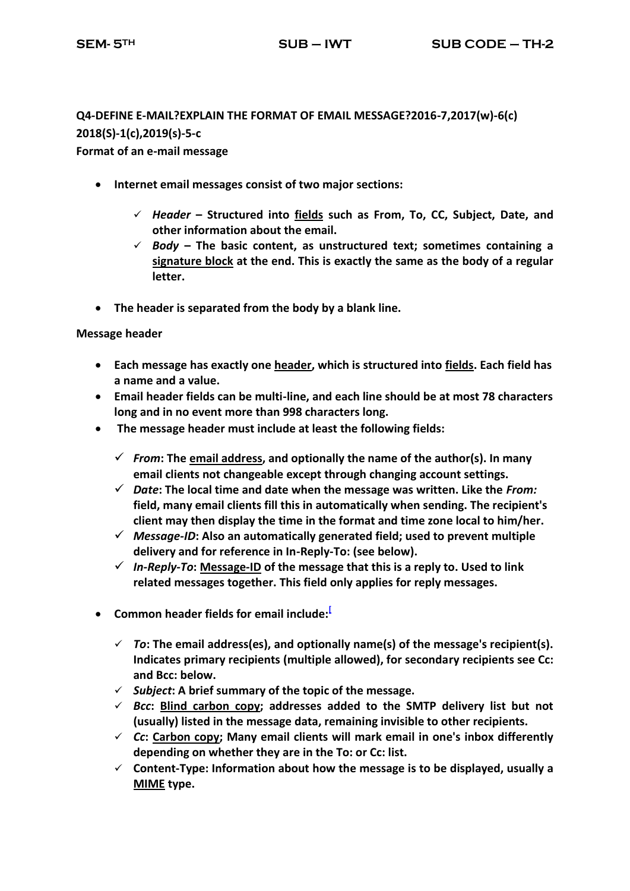**Q4-DEFINE E-MAIL?EXPLAIN THE FORMAT OF EMAIL MESSAGE?2016-7,2017(w)-6(c) 2018(S)-1(c),2019(s)-5-c**

**Format of an e-mail message**

- **Internet email messages consist of two major sections:**
    - ✓ ***Header*** **– Structured into fields such as From, To, CC, Subject, Date, and other information about the email.**
    - ✓ ***Body*** **– The basic content, as unstructured text; sometimes containing a signature block at the end. This is exactly the same as the body of a regular letter.**
- **The header is separated from the body by a blank line.**

**Message header**

- **Each message has exactly one header, which is structured into fields. Each field has a name and a value.**
- **Email header fields can be multi-line, and each line should be at most 78 characters long and in no event more than 998 characters long.**
- **The message header must include at least the following fields:**
    - ✓ ***From*****: The email address, and optionally the name of the author(s). In many email clients not changeable except through changing account settings.**
    - ✓ ***Date*****: The local time and date when the message was written. Like the *From:* field, many email clients fill this in automatically when sending. The recipient's client may then display the time in the format and time zone local to him/her.**
    - ✓ ***Message-ID*****: Also an automatically generated field; used to prevent multiple delivery and for reference in In-Reply-To: (see below).**
    - ✓ ***In-Reply-To*****: Message-ID of the message that this is a reply to. Used to link related messages together. This field only applies for reply messages.**
- **Common header fields for email include:**[
    - ✓ ***To*****: The email address(es), and optionally name(s) of the message's recipient(s). Indicates primary recipients (multiple allowed), for secondary recipients see Cc: and Bcc: below.**
    - ✓ ***Subject*****: A brief summary of the topic of the message.**
    - ✓ ***Bcc*****: Blind carbon copy; addresses added to the SMTP delivery list but not (usually) listed in the message data, remaining invisible to other recipients.**
    - ✓ ***Cc*****: Carbon copy; Many email clients will mark email in one's inbox differently depending on whether they are in the To: or Cc: list.**
    - ✓ **Content-Type: Information about how the message is to be displayed, usually a MIME type.**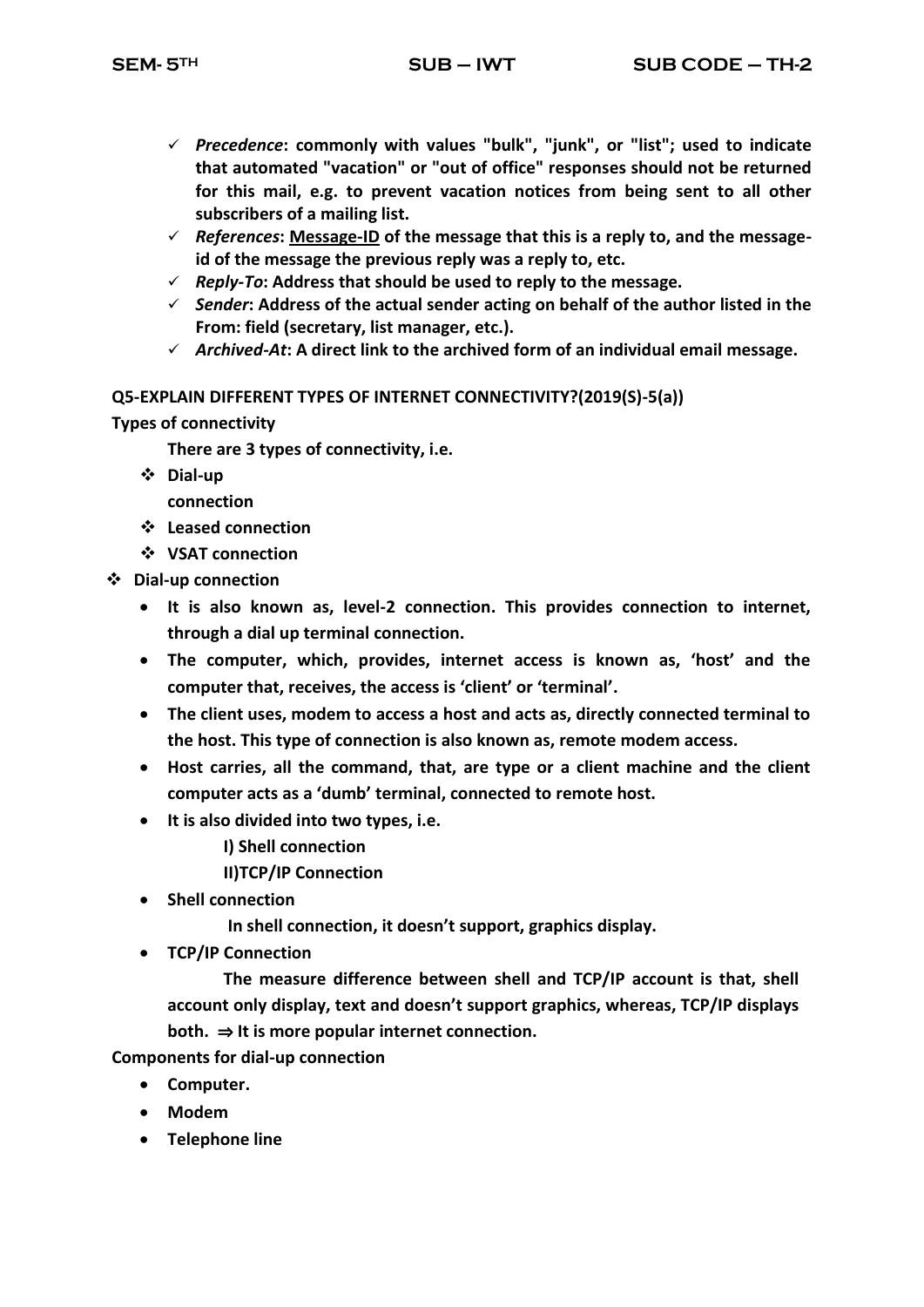- ✓ *Precedence*: **commonly with values "bulk", "junk", or "list"; used to indicate that automated "vacation" or "out of office" responses should not be returned for this mail, e.g. to prevent vacation notices from being sent to all other subscribers of a mailing list.**
- ✓ *References*: **Message-ID of the message that this is a reply to, and the message-id of the message the previous reply was a reply to, etc.**
- ✓ *Reply-To*: **Address that should be used to reply to the message.**
- ✓ *Sender*: **Address of the actual sender acting on behalf of the author listed in the From: field (secretary, list manager, etc.).**
- ✓ *Archived-At*: **A direct link to the archived form of an individual email message.**

**Q5-EXPLAIN DIFFERENT TYPES OF INTERNET CONNECTIVITY?(2019(S)-5(a))**

**Types of connectivity**

**There are 3 types of connectivity, i.e.**

- ❖ **Dial-up connection**
- ❖ **Leased connection**
- ❖ **VSAT connection**

❖ **Dial-up connection**

- **It is also known as, level-2 connection. This provides connection to internet, through a dial up terminal connection.**
- **The computer, which, provides, internet access is known as, 'host' and the computer that, receives, the access is 'client' or 'terminal'.**
- **The client uses, modem to access a host and acts as, directly connected terminal to the host. This type of connection is also known as, remote modem access.**
- **Host carries, all the command, that, are type or a client machine and the client computer acts as a 'dumb' terminal, connected to remote host.**
- **It is also divided into two types, i.e.**

  **I) Shell connection**

  **II)TCP/IP Connection**

- **Shell connection**

  **In shell connection, it doesn't support, graphics display.**

- **TCP/IP Connection**

  **The measure difference between shell and TCP/IP account is that, shell account only display, text and doesn't support graphics, whereas, TCP/IP displays both. ⇒ It is more popular internet connection.**

**Components for dial-up connection**

- **Computer.**
- **Modem**
- **Telephone line**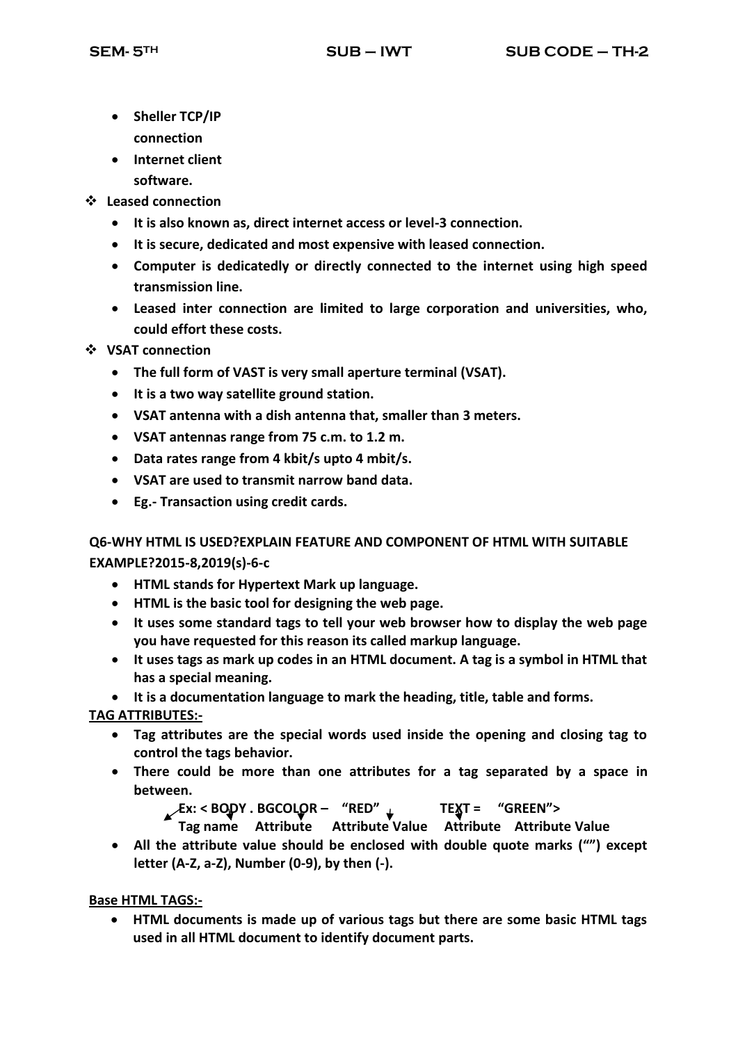- **Sheller TCP/IP connection**
- **Internet client software.**

❖ **Leased connection**

- **It is also known as, direct internet access or level-3 connection.**
- **It is secure, dedicated and most expensive with leased connection.**
- **Computer is dedicatedly or directly connected to the internet using high speed transmission line.**
- **Leased inter connection are limited to large corporation and universities, who, could effort these costs.**

❖ **VSAT connection**

- **The full form of VAST is very small aperture terminal (VSAT).**
- **It is a two way satellite ground station.**
- **VSAT antenna with a dish antenna that, smaller than 3 meters.**
- **VSAT antennas range from 75 c.m. to 1.2 m.**
- **Data rates range from 4 kbit/s upto 4 mbit/s.**
- **VSAT are used to transmit narrow band data.**
- **Eg.- Transaction using credit cards.**

**Q6-WHY HTML IS USED?EXPLAIN FEATURE AND COMPONENT OF HTML WITH SUITABLE EXAMPLE?2015-8,2019(s)-6-c**

- **HTML stands for Hypertext Mark up language.**
- **HTML is the basic tool for designing the web page.**
- **It uses some standard tags to tell your web browser how to display the web page you have requested for this reason its called markup language.**
- **It uses tags as mark up codes in an HTML document. A tag is a symbol in HTML that has a special meaning.**
- **It is a documentation language to mark the heading, title, table and forms.**

**<u>TAG ATTRIBUTES:-</u>**

- **Tag attributes are the special words used inside the opening and closing tag to control the tags behavior.**
- **There could be more than one attributes for a tag separated by a space in between.**

  **Ex: < BODY . BGCOLOR – "RED" TEXT = "GREEN">**

  **Tag name Attribute Attribute Value Attribute Attribute Value**

- **All the attribute value should be enclosed with double quote marks ("") except letter (A-Z, a-Z), Number (0-9), by then (-).**

**<u>Base HTML TAGS:-</u>**

- **HTML documents is made up of various tags but there are some basic HTML tags used in all HTML document to identify document parts.**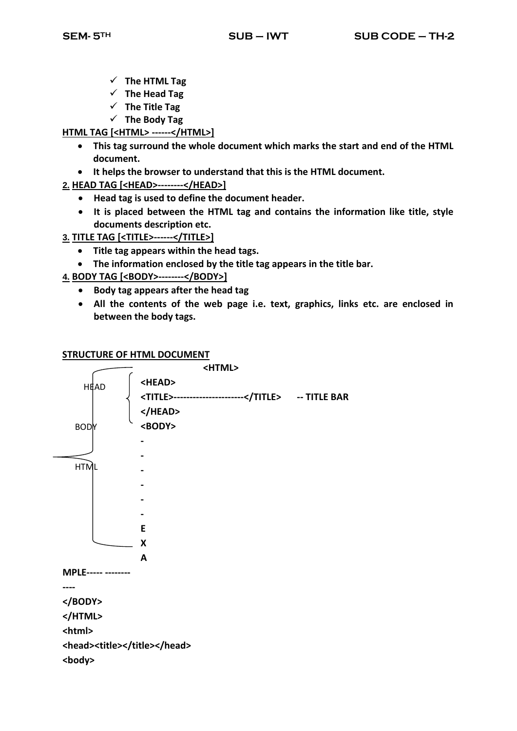- ✓ **The HTML Tag**
- ✓ **The Head Tag**
- ✓ **The Title Tag**
- ✓ **The Body Tag**

**HTML TAG [<HTML> ------</HTML>]**

- **This tag surround the whole document which marks the start and end of the HTML document.**
- **It helps the browser to understand that this is the HTML document.**

**2. HEAD TAG [<HEAD>--------</HEAD>]**

- **Head tag is used to define the document header.**
- **It is placed between the HTML tag and contains the information like title, style documents description etc.**

**3. TITLE TAG [<TITLE>------</TITLE>]**

- **Title tag appears within the head tags.**
- **The information enclosed by the title tag appears in the title bar.**

**4. BODY TAG [<BODY>--------</BODY>]**

- **Body tag appears after the head tag**
- **All the contents of the web page i.e. text, graphics, links etc. are enclosed in between the body tags.**

**STRUCTURE OF HTML DOCUMENT**

```
HEAD    <HTML>
        <HEAD>
        <TITLE>----------------------</TITLE>      -- TITLE BAR
        </HEAD>
BODY    <BODY>
        -
        -
HTML    -
        -
        -
        -
        E
        X
        A
MPLE----- --------
----
</BODY>
</HTML>
<html>
<head><title></title></head>
<body>
```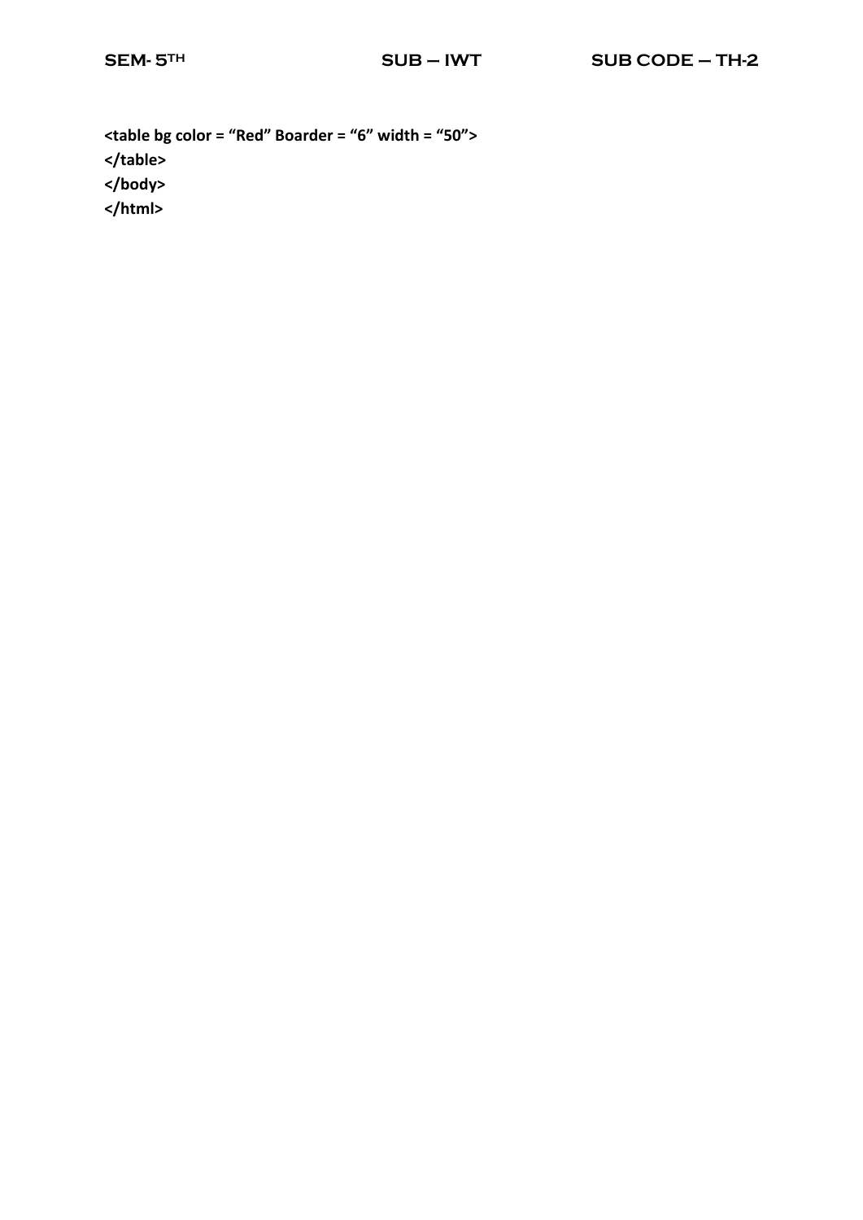**<table bg color = "Red" Boarder = "6" width = "50">**
**</table>**
**</body>**
**</html>**